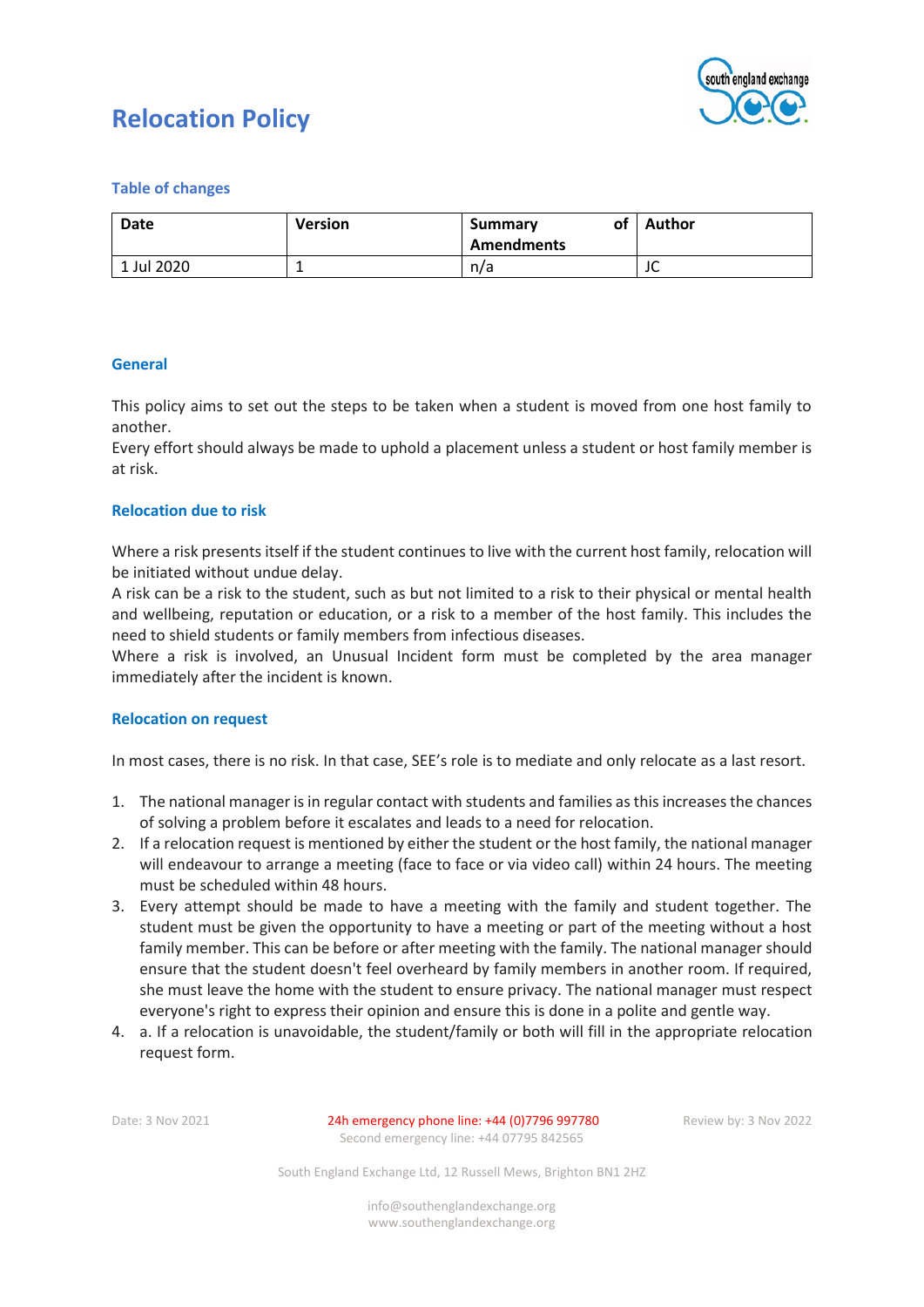# Relocation Policy

## Table of changes

| Date | Version | Summary of Amendments | Author |
|---|---|---|---|
| 1 Jul 2020 | 1 | n/a | JC |

## General

This policy aims to set out the steps to be taken when a student is moved from one host family to another.

Every effort should always be made to uphold a placement unless a student or host family member is at risk.

## Relocation due to risk

Where a risk presents itself if the student continues to live with the current host family, relocation will be initiated without undue delay.

A risk can be a risk to the student, such as but not limited to a risk to their physical or mental health and wellbeing, reputation or education, or a risk to a member of the host family. This includes the need to shield students or family members from infectious diseases.

Where a risk is involved, an Unusual Incident form must be completed by the area manager immediately after the incident is known.

## Relocation on request

In most cases, there is no risk. In that case, SEE's role is to mediate and only relocate as a last resort.

1. The national manager is in regular contact with students and families as this increases the chances of solving a problem before it escalates and leads to a need for relocation.
2. If a relocation request is mentioned by either the student or the host family, the national manager will endeavour to arrange a meeting (face to face or via video call) within 24 hours. The meeting must be scheduled within 48 hours.
3. Every attempt should be made to have a meeting with the family and student together. The student must be given the opportunity to have a meeting or part of the meeting without a host family member. This can be before or after meeting with the family. The national manager should ensure that the student doesn't feel overheard by family members in another room. If required, she must leave the home with the student to ensure privacy. The national manager must respect everyone's right to express their opinion and ensure this is done in a polite and gentle way.
4. a. If a relocation is unavoidable, the student/family or both will fill in the appropriate relocation request form.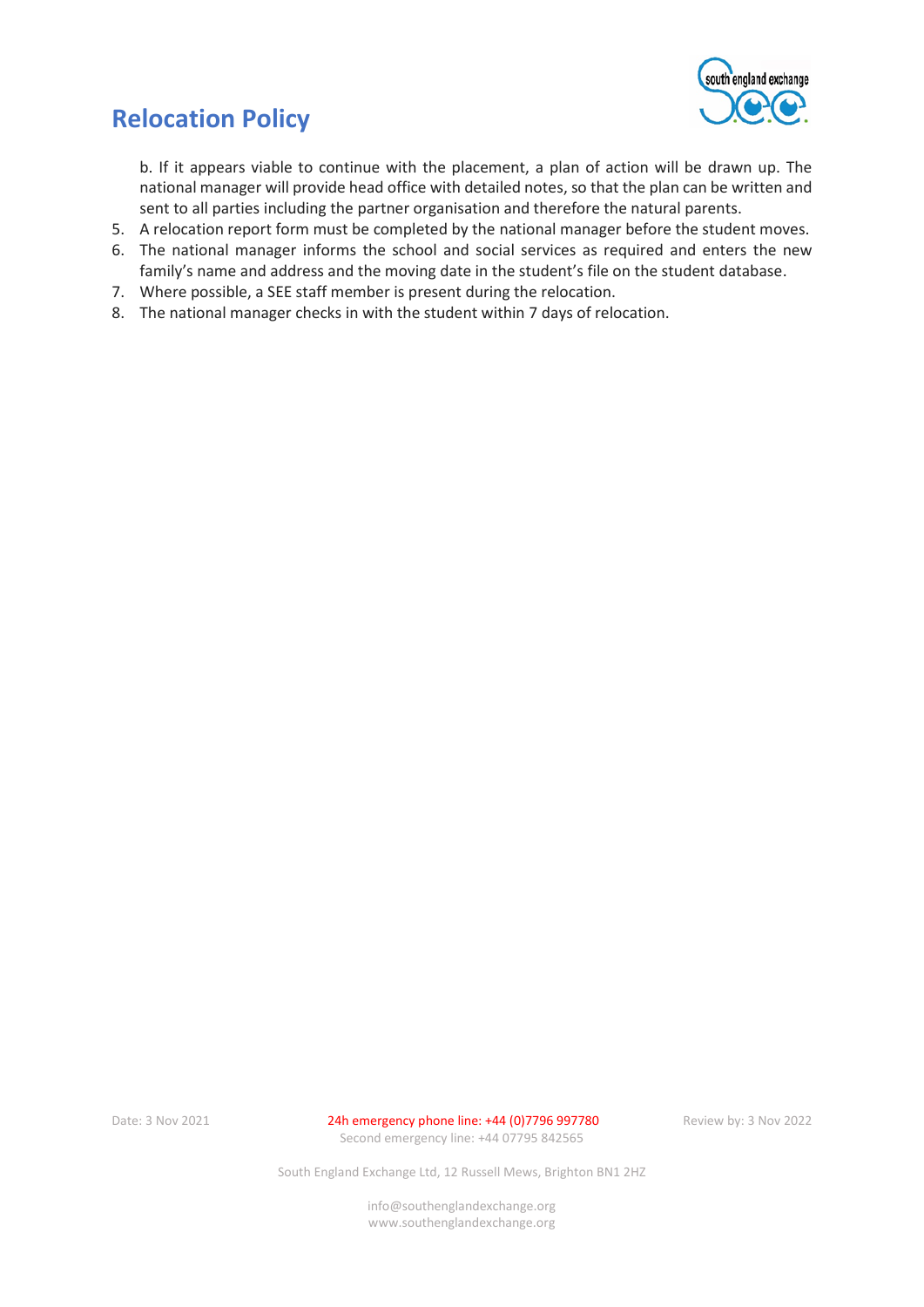# Relocation Policy

   b. If it appears viable to continue with the placement, a plan of action will be drawn up. The national manager will provide head office with detailed notes, so that the plan can be written and sent to all parties including the partner organisation and therefore the natural parents.

5. A relocation report form must be completed by the national manager before the student moves.
6. The national manager informs the school and social services as required and enters the new family's name and address and the moving date in the student's file on the student database.
7. Where possible, a SEE staff member is present during the relocation.
8. The national manager checks in with the student within 7 days of relocation.